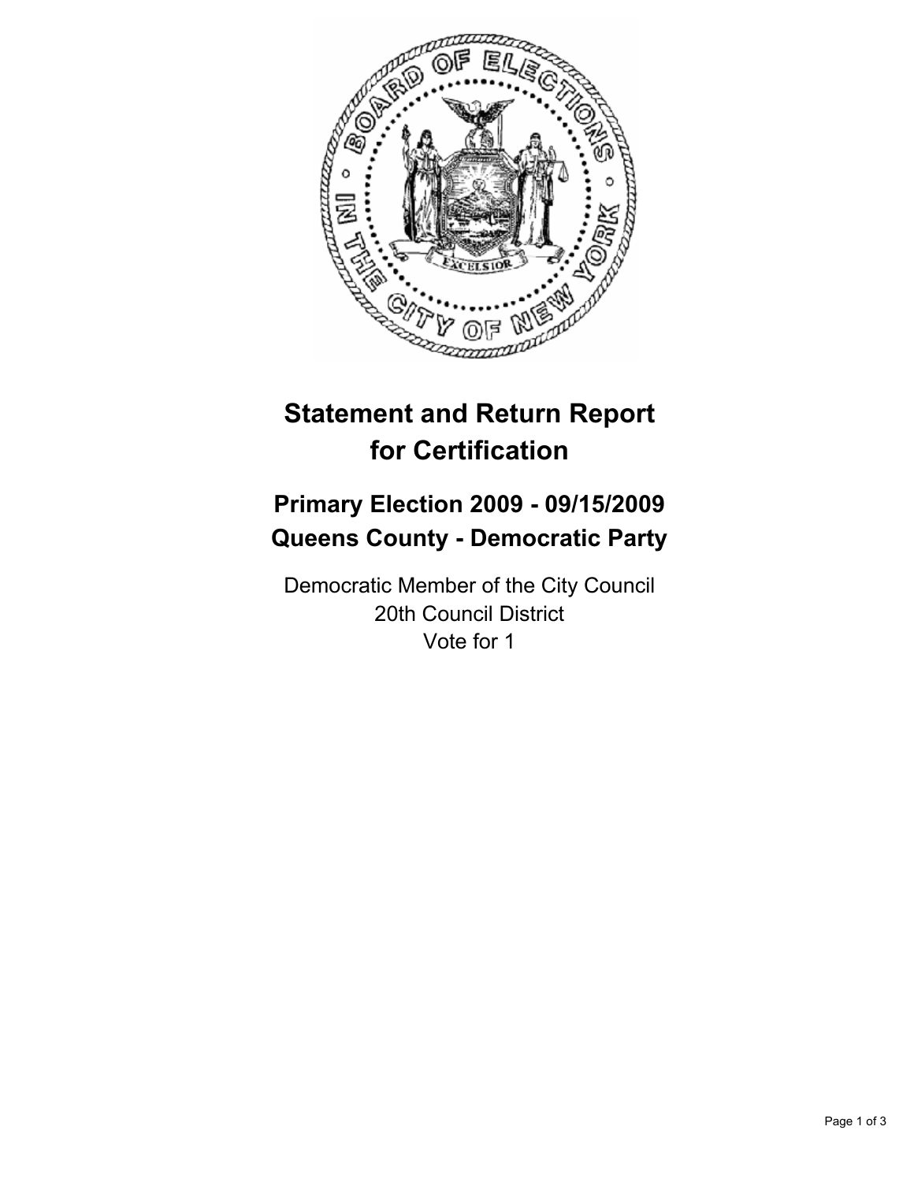# Statement and Return Report for Certification

## Primary Election 2009 - 09/15/2009
## Queens County - Democratic Party

Democratic Member of the City Council
20th Council District
Vote for 1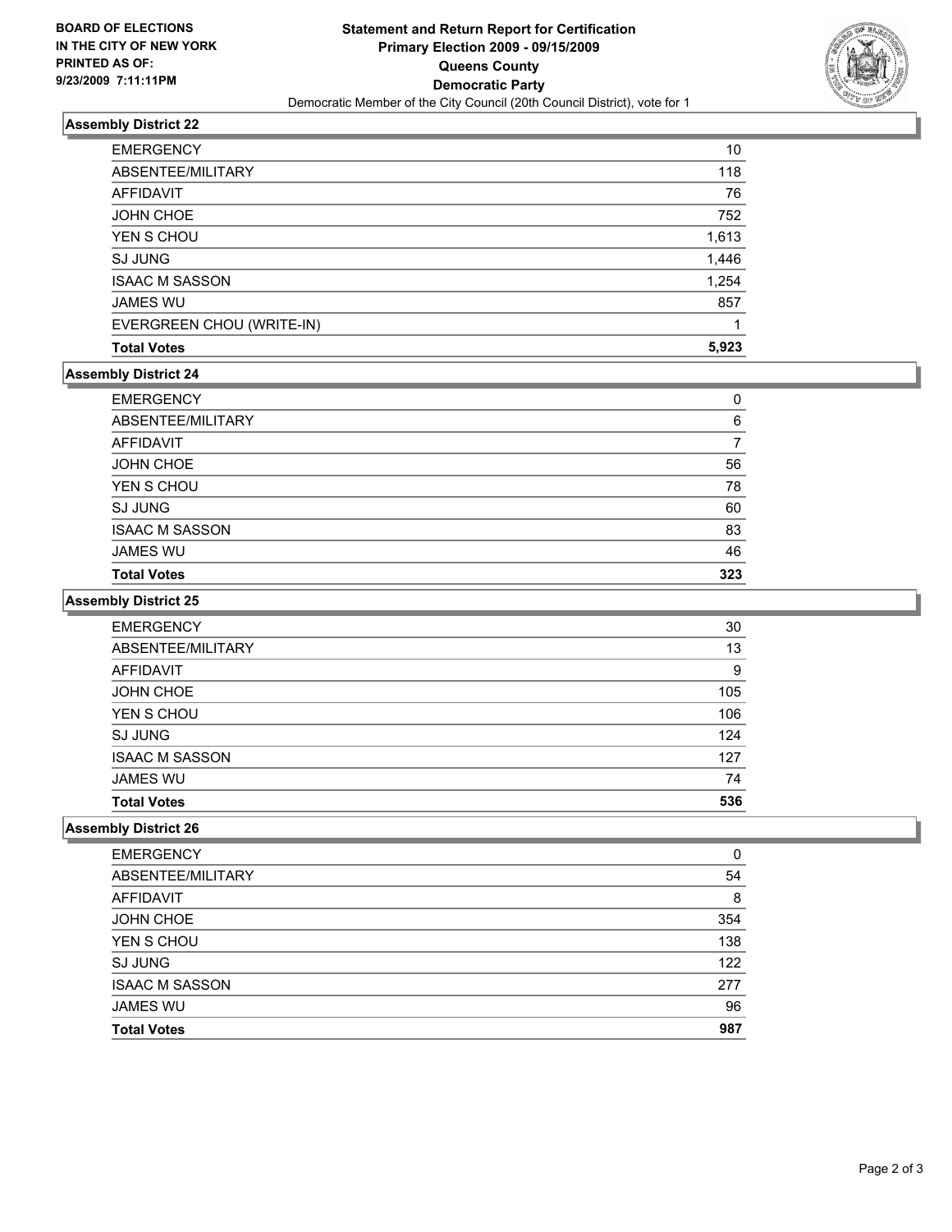**BOARD OF ELECTIONS IN THE CITY OF NEW YORK PRINTED AS OF: 9/23/2009 7:11:11PM**

# Statement and Return Report for Certification
## Primary Election 2009 - 09/15/2009
## Queens County
## Democratic Party
Democratic Member of the City Council (20th Council District), vote for 1

### Assembly District 22

| | |
|---|---|
| EMERGENCY | 10 |
| ABSENTEE/MILITARY | 118 |
| AFFIDAVIT | 76 |
| JOHN CHOE | 752 |
| YEN S CHOU | 1,613 |
| SJ JUNG | 1,446 |
| ISAAC M SASSON | 1,254 |
| JAMES WU | 857 |
| EVERGREEN CHOU (WRITE-IN) | 1 |
| **Total Votes** | **5,923** |

### Assembly District 24

| | |
|---|---|
| EMERGENCY | 0 |
| ABSENTEE/MILITARY | 6 |
| AFFIDAVIT | 7 |
| JOHN CHOE | 56 |
| YEN S CHOU | 78 |
| SJ JUNG | 60 |
| ISAAC M SASSON | 83 |
| JAMES WU | 46 |
| **Total Votes** | **323** |

### Assembly District 25

| | |
|---|---|
| EMERGENCY | 30 |
| ABSENTEE/MILITARY | 13 |
| AFFIDAVIT | 9 |
| JOHN CHOE | 105 |
| YEN S CHOU | 106 |
| SJ JUNG | 124 |
| ISAAC M SASSON | 127 |
| JAMES WU | 74 |
| **Total Votes** | **536** |

### Assembly District 26

| | |
|---|---|
| EMERGENCY | 0 |
| ABSENTEE/MILITARY | 54 |
| AFFIDAVIT | 8 |
| JOHN CHOE | 354 |
| YEN S CHOU | 138 |
| SJ JUNG | 122 |
| ISAAC M SASSON | 277 |
| JAMES WU | 96 |
| **Total Votes** | **987** |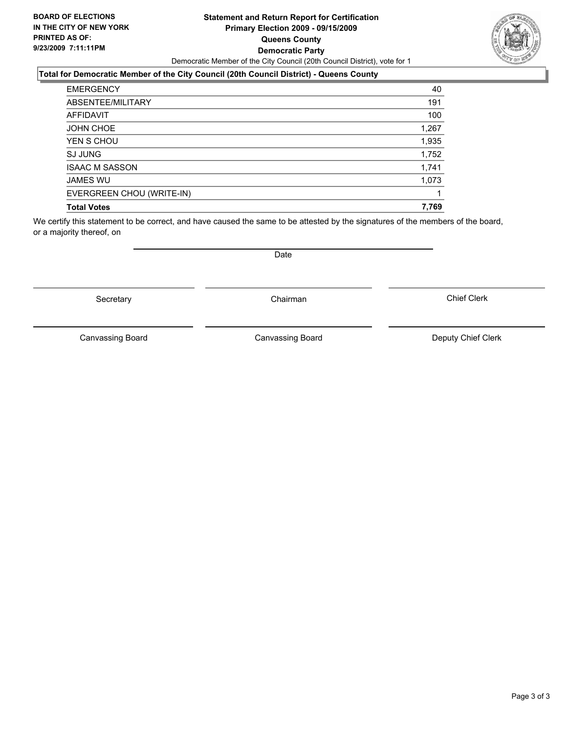**BOARD OF ELECTIONS IN THE CITY OF NEW YORK PRINTED AS OF: 9/23/2009 7:11:11PM**

# Statement and Return Report for Certification
## Primary Election 2009 - 09/15/2009
## Queens County
## Democratic Party

Democratic Member of the City Council (20th Council District), vote for 1

### Total for Democratic Member of the City Council (20th Council District) - Queens County

| | |
|---|---|
| EMERGENCY | 40 |
| ABSENTEE/MILITARY | 191 |
| AFFIDAVIT | 100 |
| JOHN CHOE | 1,267 |
| YEN S CHOU | 1,935 |
| SJ JUNG | 1,752 |
| ISAAC M SASSON | 1,741 |
| JAMES WU | 1,073 |
| EVERGREEN CHOU (WRITE-IN) | 1 |
| **Total Votes** | **7,769** |

We certify this statement to be correct, and have caused the same to be attested by the signatures of the members of the board, or a majority thereof, on

Date

Secretary

Chairman

Chief Clerk

Canvassing Board

Canvassing Board

Deputy Chief Clerk